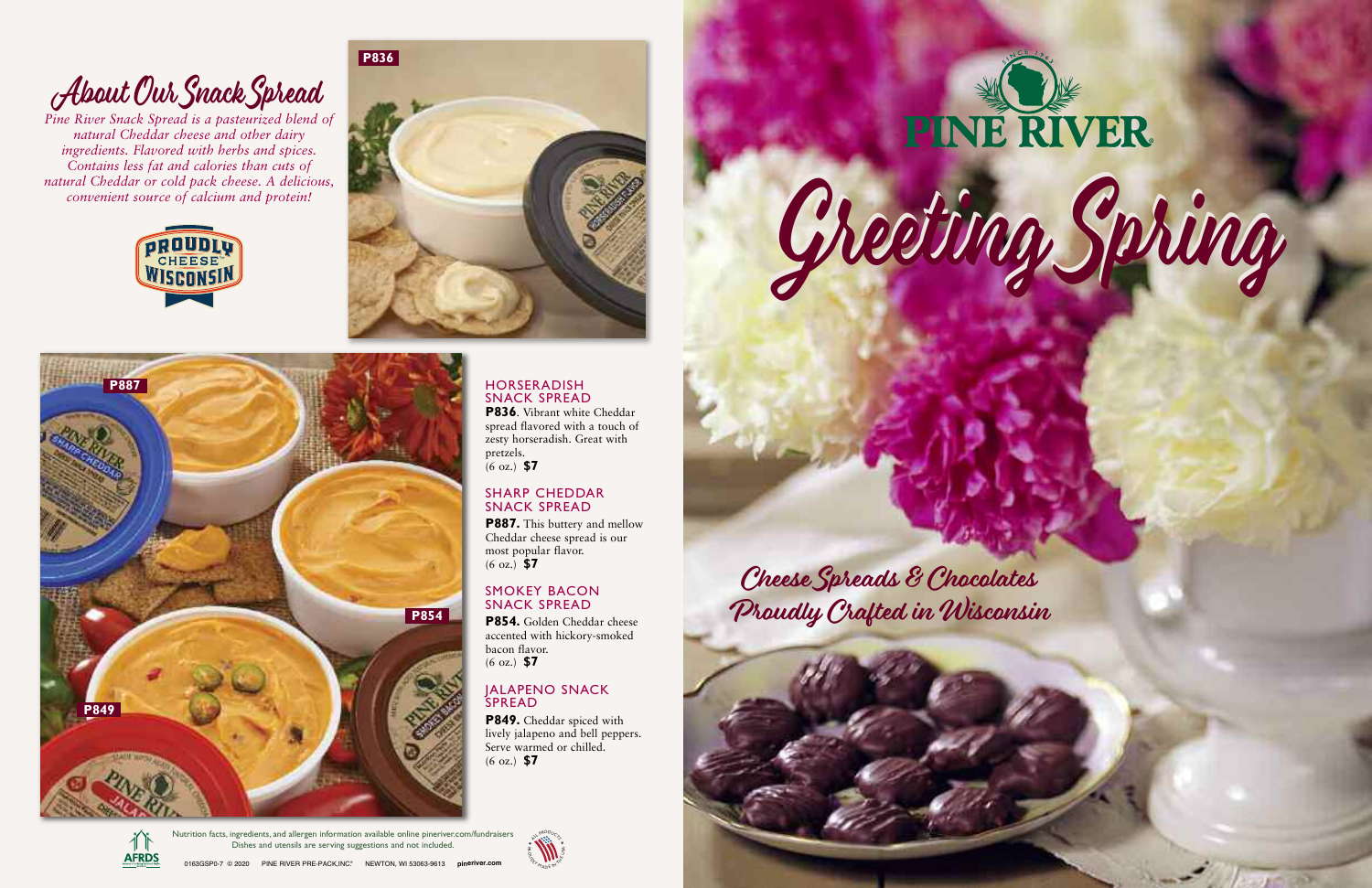# About Our Snack Spread

*Pine River Snack Spread is a pasteurized blend of natural Cheddar cheese and other dairy ingredients. Flavored with herbs and spices. Contains less fat and calories than cuts of natural Cheddar or cold pack cheese. A delicious, convenient source of calcium and protein!*

PROUDLY CHEESE WISCONSIN

P836

P887

P854

P849

## HORSERADISH SNACK SPREAD

**P836**. Vibrant white Cheddar spread flavored with a touch of zesty horseradish. Great with pretzels.
(6 oz.) **$7**

## SHARP CHEDDAR SNACK SPREAD

**P887.** This buttery and mellow Cheddar cheese spread is our most popular flavor.
(6 oz.) **$7**

## SMOKEY BACON SNACK SPREAD

**P854.** Golden Cheddar cheese accented with hickory-smoked bacon flavor.
(6 oz.) **$7**

## JALAPENO SNACK SPREAD

**P849.** Cheddar spiced with lively jalapeno and bell peppers. Serve warmed or chilled.
(6 oz.) **$7**

Nutrition facts, ingredients, and allergen information available online pineriver.com/fundraisers
Dishes and utensils are serving suggestions and not included.

AFRDS

0163GSP0-7 © 2020 PINE RIVER PRE-PACK,INC.® NEWTON, WI 53063-9613 pineriver.com

ALL PRODUCTS PROUDLY MADE IN THE USA

SINCE 1963

# PINE RIVER

# Greeting Spring

## Cheese Spreads & Chocolates Proudly Crafted in Wisconsin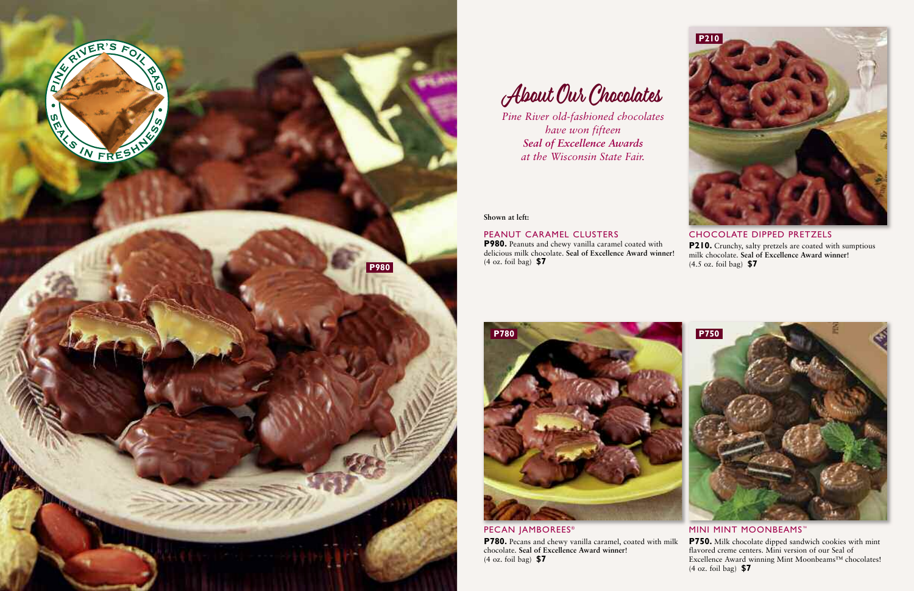# About Our Chocolates

*Pine River old-fashioned chocolates have won fifteen* ***Seal of Excellence Awards*** *at the Wisconsin State Fair.*

**Shown at left:**

### PEANUT CARAMEL CLUSTERS

**P980.** Peanuts and chewy vanilla caramel coated with delicious milk chocolate. **Seal of Excellence Award winner!** (4 oz. foil bag) **$7**

### CHOCOLATE DIPPED PRETZELS

**P210.** Crunchy, salty pretzels are coated with sumptious milk chocolate. **Seal of Excellence Award winner!** (4.5 oz. foil bag) **$7**

### PECAN JAMBOREES®

**P780.** Pecans and chewy vanilla caramel, coated with milk chocolate. **Seal of Excellence Award winner!** (4 oz. foil bag) **$7**

### MINI MINT MOONBEAMS™

**P750.** Milk chocolate dipped sandwich cookies with mint flavored creme centers. Mini version of our Seal of Excellence Award winning Mint Moonbeams™ chocolates! (4 oz. foil bag) **$7**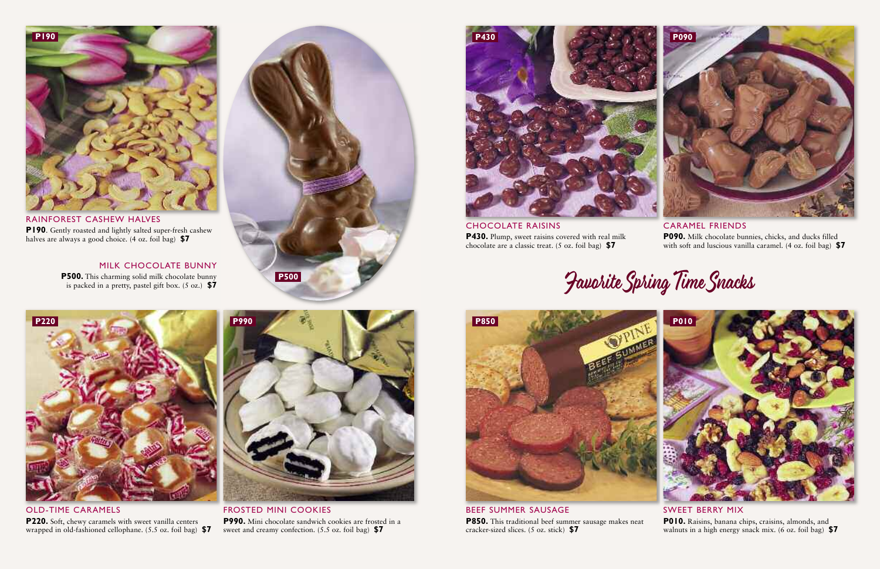## Favorite Spring Time Snacks

P190

### RAINFOREST CASHEW HALVES

**P190**. Gently roasted and lightly salted super-fresh cashew halves are always a good choice. (4 oz. foil bag) **$7**

P500

### MILK CHOCOLATE BUNNY

**P500.** This charming solid milk chocolate bunny is packed in a pretty, pastel gift box. (5 oz.) **$7**

P220

### OLD-TIME CARAMELS

**P220.** Soft, chewy caramels with sweet vanilla centers wrapped in old-fashioned cellophane. (5.5 oz. foil bag) **$7**

P990

### FROSTED MINI COOKIES

**P990.** Mini chocolate sandwich cookies are frosted in a sweet and creamy confection. (5.5 oz. foil bag) **$7**

P430

### CHOCOLATE RAISINS

**P430.** Plump, sweet raisins covered with real milk chocolate are a classic treat. (5 oz. foil bag) **$7**

P090

### CARAMEL FRIENDS

**P090.** Milk chocolate bunnies, chicks, and ducks filled with soft and luscious vanilla caramel. (4 oz. foil bag) **$7**

P850

### BEEF SUMMER SAUSAGE

**P850.** This traditional beef summer sausage makes neat cracker-sized slices. (5 oz. stick) **$7**

P010

### SWEET BERRY MIX

**P010.** Raisins, banana chips, craisins, almonds, and walnuts in a high energy snack mix. (6 oz. foil bag) **$7**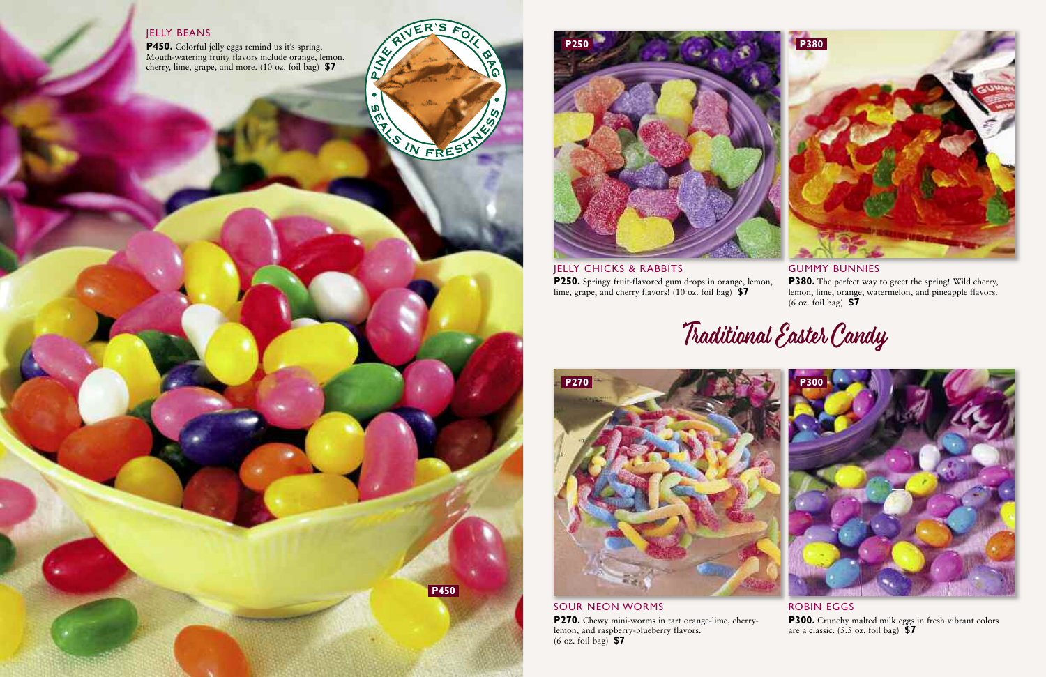## JELLY BEANS

**P450.** Colorful jelly eggs remind us it's spring. Mouth-watering fruity flavors include orange, lemon, cherry, lime, grape, and more. (10 oz. foil bag) **$7**

PINE RIVER'S FOIL BAG • SEALS IN FRESHNESS •

# Traditional Easter Candy

## JELLY CHICKS & RABBITS

**P250.** Springy fruit-flavored gum drops in orange, lemon, lime, grape, and cherry flavors! (10 oz. foil bag) **$7**

## GUMMY BUNNIES

**P380.** The perfect way to greet the spring! Wild cherry, lemon, lime, orange, watermelon, and pineapple flavors. (6 oz. foil bag) **$7**

## SOUR NEON WORMS

**P270.** Chewy mini-worms in tart orange-lime, cherry-lemon, and raspberry-blueberry flavors. (6 oz. foil bag) **$7**

## ROBIN EGGS

**P300.** Crunchy malted milk eggs in fresh vibrant colors are a classic. (5.5 oz. foil bag) **$7**